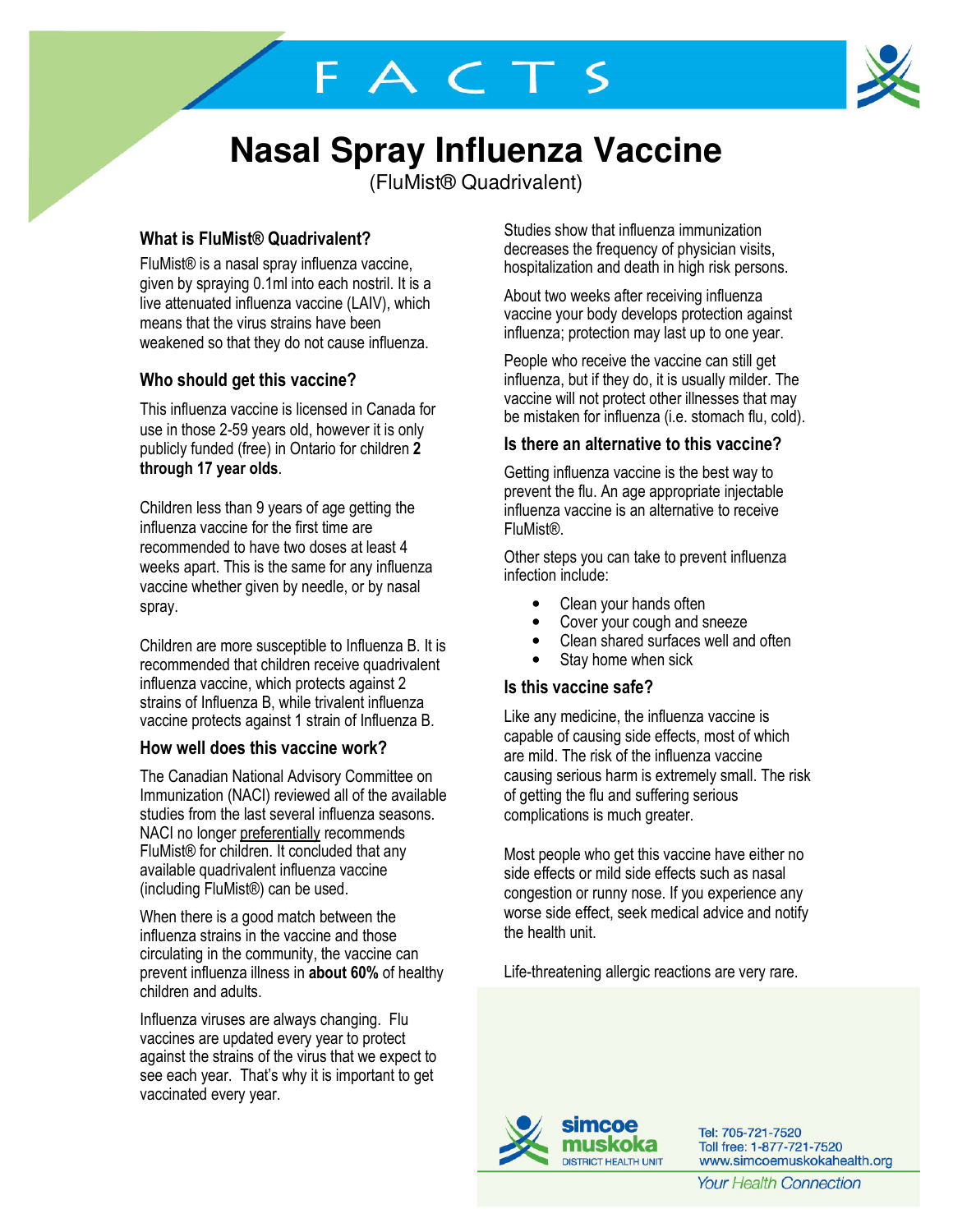# FACTS

# Nasal Spray Influenza Vaccine

(FluMist® Quadrivalent)

### What is FluMist® Quadrivalent?

FluMist® is a nasal spray influenza vaccine, given by spraying 0.1ml into each nostril. It is a live attenuated influenza vaccine (LAIV), which means that the virus strains have been weakened so that they do not cause influenza.

### Who should get this vaccine?

This influenza vaccine is licensed in Canada for use in those 2-59 years old, however it is only publicly funded (free) in Ontario for children **2 through 17 year olds**.

Children less than 9 years of age getting the influenza vaccine for the first time are recommended to have two doses at least 4 weeks apart. This is the same for any influenza vaccine whether given by needle, or by nasal spray.

Children are more susceptible to Influenza B. It is recommended that children receive quadrivalent influenza vaccine, which protects against 2 strains of Influenza B, while trivalent influenza vaccine protects against 1 strain of Influenza B.

### How well does this vaccine work?

The Canadian National Advisory Committee on Immunization (NACI) reviewed all of the available studies from the last several influenza seasons. NACI no longer preferentially recommends FluMist® for children. It concluded that any available quadrivalent influenza vaccine (including FluMist®) can be used.

When there is a good match between the influenza strains in the vaccine and those circulating in the community, the vaccine can prevent influenza illness in **about 60%** of healthy children and adults.

Influenza viruses are always changing. Flu vaccines are updated every year to protect against the strains of the virus that we expect to see each year. That's why it is important to get vaccinated every year.

Studies show that influenza immunization decreases the frequency of physician visits, hospitalization and death in high risk persons.

About two weeks after receiving influenza vaccine your body develops protection against influenza; protection may last up to one year.

People who receive the vaccine can still get influenza, but if they do, it is usually milder. The vaccine will not protect other illnesses that may be mistaken for influenza (i.e. stomach flu, cold).

### Is there an alternative to this vaccine?

Getting influenza vaccine is the best way to prevent the flu. An age appropriate injectable influenza vaccine is an alternative to receive FluMist®.

Other steps you can take to prevent influenza infection include:

- Clean your hands often
- Cover your cough and sneeze
- Clean shared surfaces well and often
- Stay home when sick

### Is this vaccine safe?

Like any medicine, the influenza vaccine is capable of causing side effects, most of which are mild. The risk of the influenza vaccine causing serious harm is extremely small. The risk of getting the flu and suffering serious complications is much greater.

Most people who get this vaccine have either no side effects or mild side effects such as nasal congestion or runny nose. If you experience any worse side effect, seek medical advice and notify the health unit.

Life-threatening allergic reactions are very rare.

simcoe muskoka DISTRICT HEALTH UNIT

Tel: 705-721-7520
Toll free: 1-877-721-7520
www.simcoemuskokahealth.org

*Your Health Connection*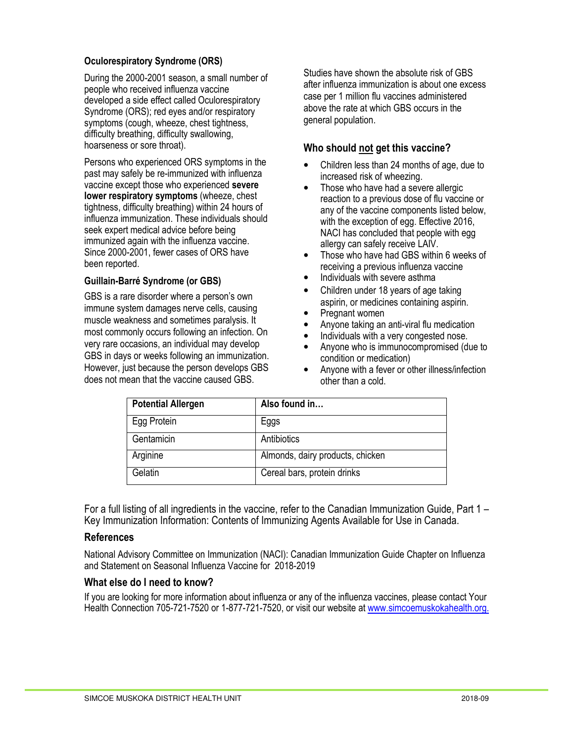### Oculorespiratory Syndrome (ORS)

During the 2000-2001 season, a small number of people who received influenza vaccine developed a side effect called Oculorespiratory Syndrome (ORS); red eyes and/or respiratory symptoms (cough, wheeze, chest tightness, difficulty breathing, difficulty swallowing, hoarseness or sore throat).

Persons who experienced ORS symptoms in the past may safely be re-immunized with influenza vaccine except those who experienced **severe lower respiratory symptoms** (wheeze, chest tightness, difficulty breathing) within 24 hours of influenza immunization. These individuals should seek expert medical advice before being immunized again with the influenza vaccine. Since 2000-2001, fewer cases of ORS have been reported.

### Guillain-Barré Syndrome (or GBS)

GBS is a rare disorder where a person's own immune system damages nerve cells, causing muscle weakness and sometimes paralysis. It most commonly occurs following an infection. On very rare occasions, an individual may develop GBS in days or weeks following an immunization. However, just because the person develops GBS does not mean that the vaccine caused GBS.

Studies have shown the absolute risk of GBS after influenza immunization is about one excess case per 1 million flu vaccines administered above the rate at which GBS occurs in the general population.

## Who should not get this vaccine?

- Children less than 24 months of age, due to increased risk of wheezing.
- Those who have had a severe allergic reaction to a previous dose of flu vaccine or any of the vaccine components listed below, with the exception of egg. Effective 2016, NACI has concluded that people with egg allergy can safely receive LAIV.
- Those who have had GBS within 6 weeks of receiving a previous influenza vaccine
- Individuals with severe asthma
- Children under 18 years of age taking aspirin, or medicines containing aspirin.
- Pregnant women
- Anyone taking an anti-viral flu medication
- Individuals with a very congested nose.
- Anyone who is immunocompromised (due to condition or medication)
- Anyone with a fever or other illness/infection other than a cold.

| Potential Allergen | Also found in… |
|---|---|
| Egg Protein | Eggs |
| Gentamicin | Antibiotics |
| Arginine | Almonds, dairy products, chicken |
| Gelatin | Cereal bars, protein drinks |

For a full listing of all ingredients in the vaccine, refer to the Canadian Immunization Guide, Part 1 – Key Immunization Information: Contents of Immunizing Agents Available for Use in Canada.

## References

National Advisory Committee on Immunization (NACI): Canadian Immunization Guide Chapter on Influenza and Statement on Seasonal Influenza Vaccine for 2018-2019

## What else do I need to know?

If you are looking for more information about influenza or any of the influenza vaccines, please contact Your Health Connection 705-721-7520 or 1-877-721-7520, or visit our website at www.simcoemuskokahealth.org.